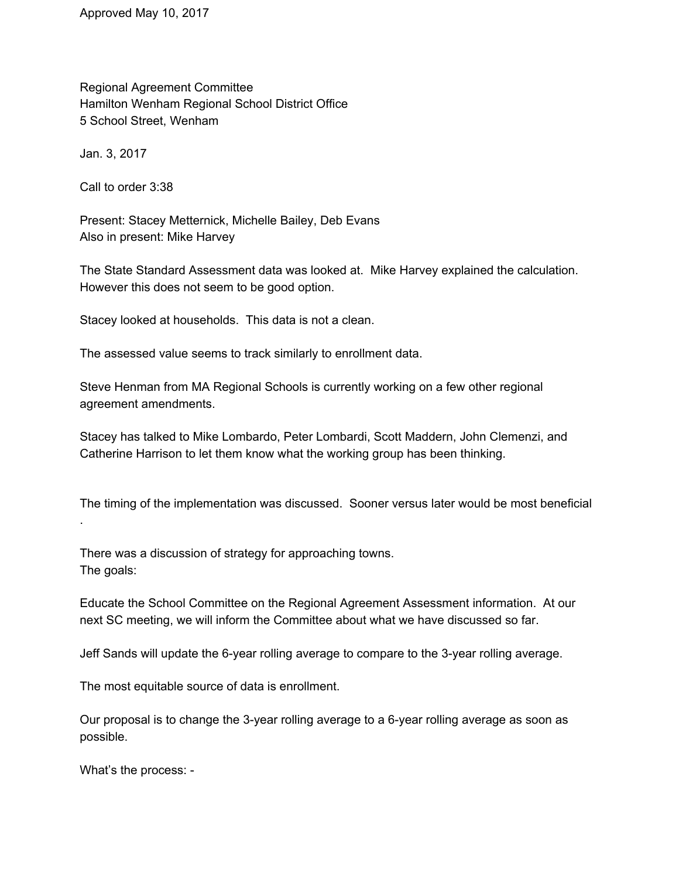Approved May 10, 2017

Regional Agreement Committee
Hamilton Wenham Regional School District Office
5 School Street, Wenham

Jan. 3, 2017

Call to order 3:38

Present: Stacey Metternick, Michelle Bailey, Deb Evans
Also in present: Mike Harvey

The State Standard Assessment data was looked at. Mike Harvey explained the calculation. However this does not seem to be good option.

Stacey looked at households. This data is not a clean.

The assessed value seems to track similarly to enrollment data.

Steve Henman from MA Regional Schools is currently working on a few other regional agreement amendments.

Stacey has talked to Mike Lombardo, Peter Lombardi, Scott Maddern, John Clemenzi, and Catherine Harrison to let them know what the working group has been thinking.

The timing of the implementation was discussed. Sooner versus later would be most beneficial .

There was a discussion of strategy for approaching towns.
The goals:

Educate the School Committee on the Regional Agreement Assessment information. At our next SC meeting, we will inform the Committee about what we have discussed so far.

Jeff Sands will update the 6-year rolling average to compare to the 3-year rolling average.

The most equitable source of data is enrollment.

Our proposal is to change the 3-year rolling average to a 6-year rolling average as soon as possible.

What's the process: -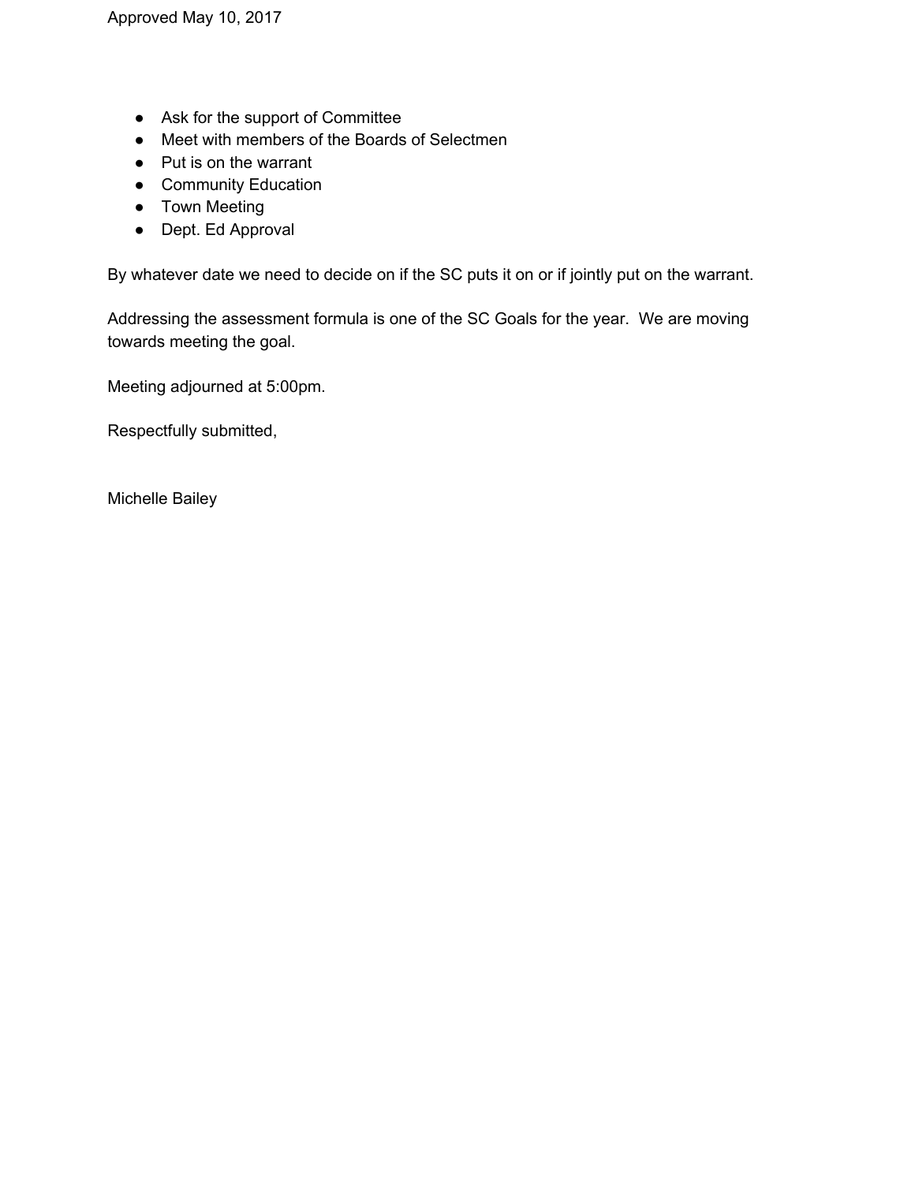Approved May 10, 2017

- Ask for the support of Committee
- Meet with members of the Boards of Selectmen
- Put is on the warrant
- Community Education
- Town Meeting
- Dept. Ed Approval

By whatever date we need to decide on if the SC puts it on or if jointly put on the warrant.

Addressing the assessment formula is one of the SC Goals for the year. We are moving towards meeting the goal.

Meeting adjourned at 5:00pm.

Respectfully submitted,

Michelle Bailey